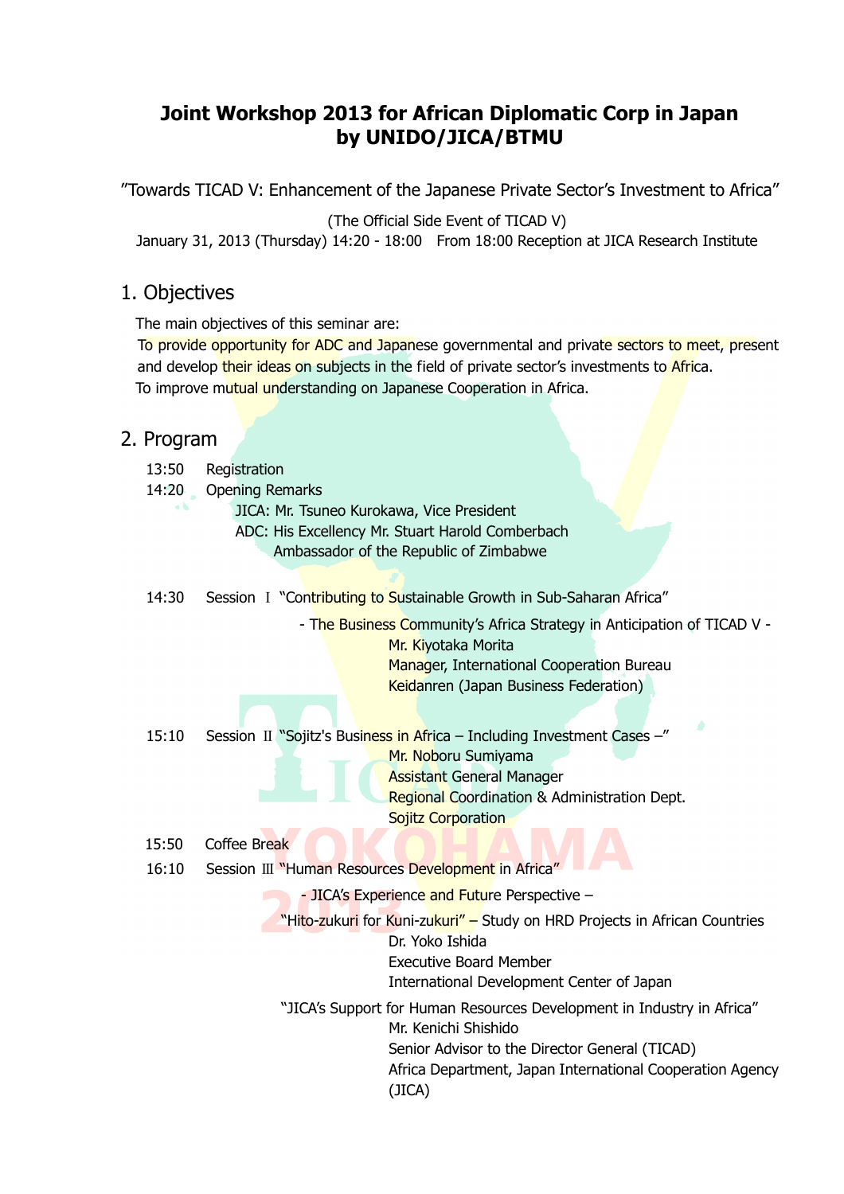# Joint Workshop 2013 for African Diplomatic Corp in Japan by UNIDO/JICA/BTMU

"Towards TICAD V: Enhancement of the Japanese Private Sector's Investment to Africa"

(The Official Side Event of TICAD V)

January 31, 2013 (Thursday) 14:20 - 18:00 From 18:00 Reception at JICA Research Institute

## 1. Objectives

The main objectives of this seminar are:

To provide opportunity for ADC and Japanese governmental and private sectors to meet, present and develop their ideas on subjects in the field of private sector's investments to Africa.

To improve mutual understanding on Japanese Cooperation in Africa.

## 2. Program

13:50 Registration

14:20 Opening Remarks

JICA: Mr. Tsuneo Kurokawa, Vice President

ADC: His Excellency Mr. Stuart Harold Comberbach
Ambassador of the Republic of Zimbabwe

14:30 Session Ⅰ "Contributing to Sustainable Growth in Sub-Saharan Africa"

- The Business Community's Africa Strategy in Anticipation of TICAD V -

Mr. Kiyotaka Morita
Manager, International Cooperation Bureau
Keidanren (Japan Business Federation)

15:10 Session Ⅱ "Sojitz's Business in Africa – Including Investment Cases –"

Mr. Noboru Sumiyama
Assistant General Manager
Regional Coordination & Administration Dept.
Sojitz Corporation

15:50 Coffee Break

16:10 Session Ⅲ "Human Resources Development in Africa"

- JICA's Experience and Future Perspective –

"Hito-zukuri for Kuni-zukuri" – Study on HRD Projects in African Countries

Dr. Yoko Ishida
Executive Board Member
International Development Center of Japan

"JICA's Support for Human Resources Development in Industry in Africa"

Mr. Kenichi Shishido
Senior Advisor to the Director General (TICAD)
Africa Department, Japan International Cooperation Agency (JICA)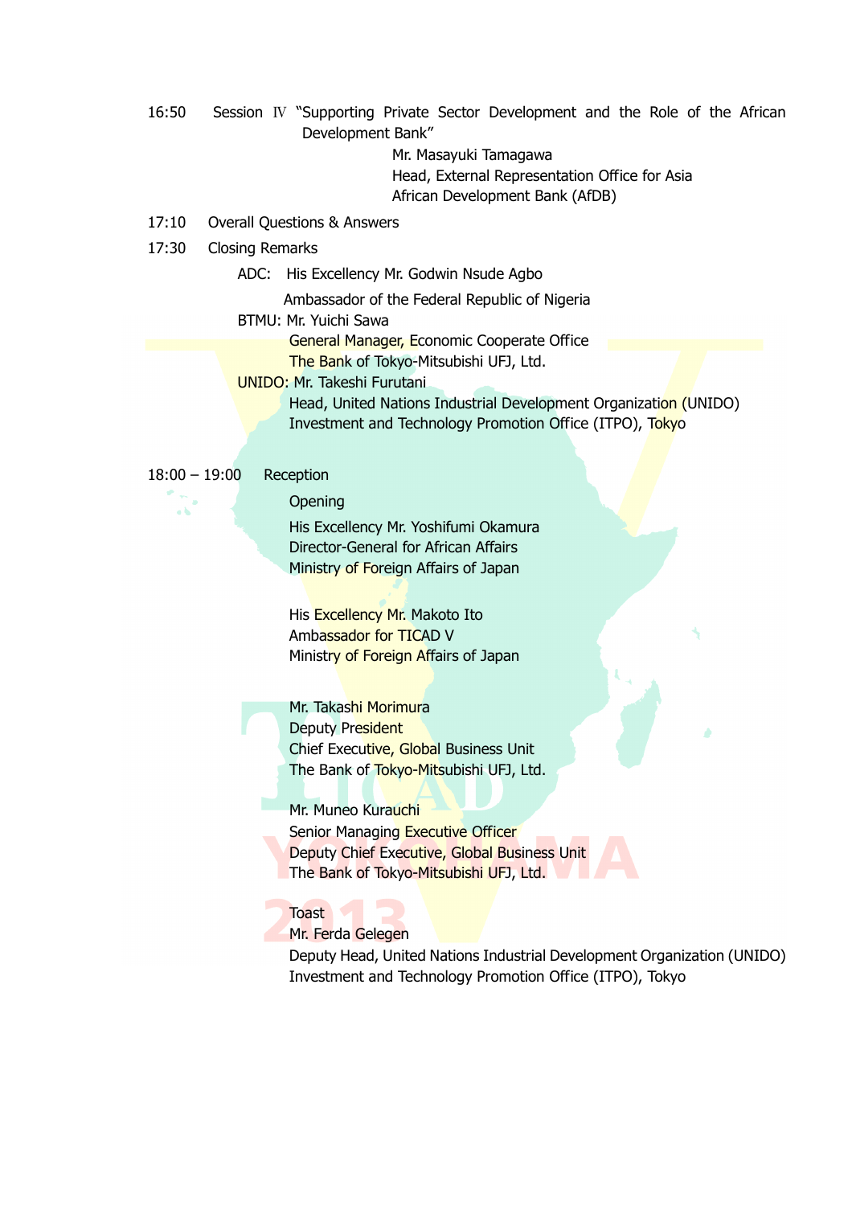16:50 Session Ⅳ "Supporting Private Sector Development and the Role of the African Development Bank"

Mr. Masayuki Tamagawa
Head, External Representation Office for Asia
African Development Bank (AfDB)

17:10 Overall Questions & Answers

17:30 Closing Remarks

ADC: His Excellency Mr. Godwin Nsude Agbo
Ambassador of the Federal Republic of Nigeria

BTMU: Mr. Yuichi Sawa
General Manager, Economic Cooperate Office
The Bank of Tokyo-Mitsubishi UFJ, Ltd.

UNIDO: Mr. Takeshi Furutani
Head, United Nations Industrial Development Organization (UNIDO)
Investment and Technology Promotion Office (ITPO), Tokyo

18:00 – 19:00 Reception

Opening

His Excellency Mr. Yoshifumi Okamura
Director-General for African Affairs
Ministry of Foreign Affairs of Japan

His Excellency Mr. Makoto Ito
Ambassador for TICAD V
Ministry of Foreign Affairs of Japan

Mr. Takashi Morimura
Deputy President
Chief Executive, Global Business Unit
The Bank of Tokyo-Mitsubishi UFJ, Ltd.

Mr. Muneo Kurauchi
Senior Managing Executive Officer
Deputy Chief Executive, Global Business Unit
The Bank of Tokyo-Mitsubishi UFJ, Ltd.

Toast
Mr. Ferda Gelegen
Deputy Head, United Nations Industrial Development Organization (UNIDO)
Investment and Technology Promotion Office (ITPO), Tokyo